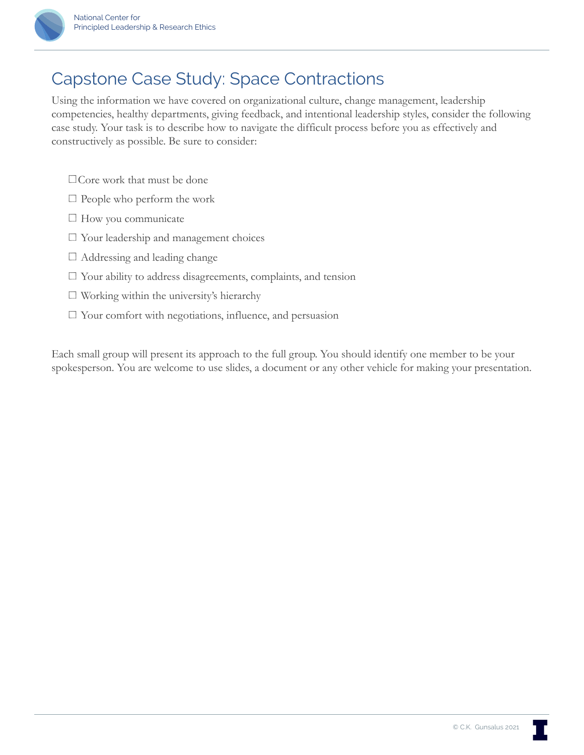# Capstone Case Study: Space Contractions

Using the information we have covered on organizational culture, change management, leadership competencies, healthy departments, giving feedback, and intentional leadership styles, consider the following case study. Your task is to describe how to navigate the difficult process before you as effectively and constructively as possible. Be sure to consider:

- ☐ Core work that must be done
- ☐ People who perform the work
- ☐ How you communicate
- ☐ Your leadership and management choices
- ☐ Addressing and leading change
- ☐ Your ability to address disagreements, complaints, and tension
- ☐ Working within the university's hierarchy
- ☐ Your comfort with negotiations, influence, and persuasion

Each small group will present its approach to the full group. You should identify one member to be your spokesperson. You are welcome to use slides, a document or any other vehicle for making your presentation.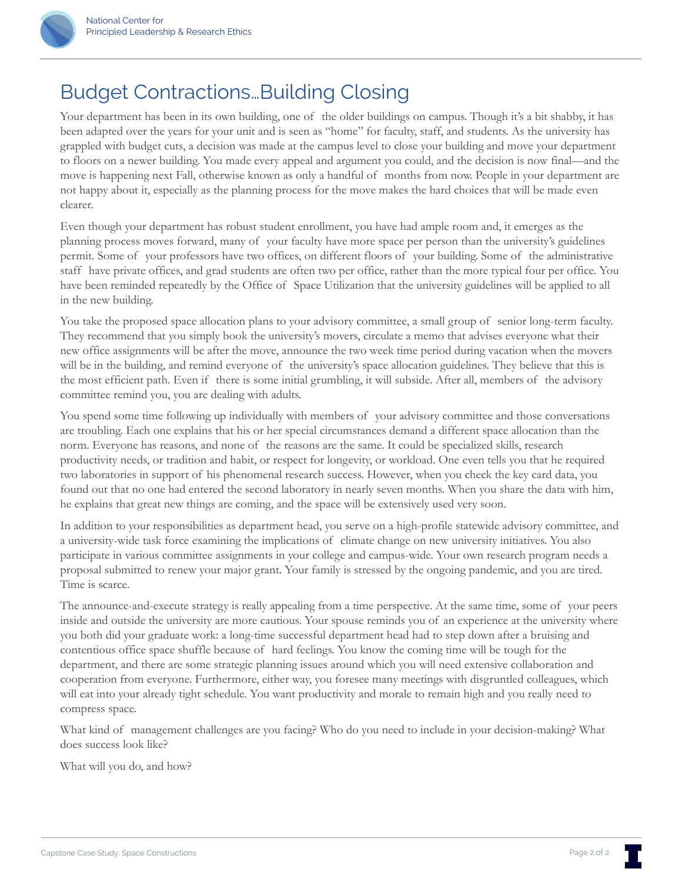# Budget Contractions…Building Closing

Your department has been in its own building, one of the older buildings on campus. Though it's a bit shabby, it has been adapted over the years for your unit and is seen as "home" for faculty, staff, and students. As the university has grappled with budget cuts, a decision was made at the campus level to close your building and move your department to floors on a newer building. You made every appeal and argument you could, and the decision is now final—and the move is happening next Fall, otherwise known as only a handful of months from now. People in your department are not happy about it, especially as the planning process for the move makes the hard choices that will be made even clearer.

Even though your department has robust student enrollment, you have had ample room and, it emerges as the planning process moves forward, many of your faculty have more space per person than the university's guidelines permit. Some of your professors have two offices, on different floors of your building. Some of the administrative staff have private offices, and grad students are often two per office, rather than the more typical four per office. You have been reminded repeatedly by the Office of Space Utilization that the university guidelines will be applied to all in the new building.

You take the proposed space allocation plans to your advisory committee, a small group of senior long-term faculty. They recommend that you simply book the university's movers, circulate a memo that advises everyone what their new office assignments will be after the move, announce the two week time period during vacation when the movers will be in the building, and remind everyone of the university's space allocation guidelines. They believe that this is the most efficient path. Even if there is some initial grumbling, it will subside. After all, members of the advisory committee remind you, you are dealing with adults.

You spend some time following up individually with members of your advisory committee and those conversations are troubling. Each one explains that his or her special circumstances demand a different space allocation than the norm. Everyone has reasons, and none of the reasons are the same. It could be specialized skills, research productivity needs, or tradition and habit, or respect for longevity, or workload. One even tells you that he required two laboratories in support of his phenomenal research success. However, when you check the key card data, you found out that no one had entered the second laboratory in nearly seven months. When you share the data with him, he explains that great new things are coming, and the space will be extensively used very soon.

In addition to your responsibilities as department head, you serve on a high-profile statewide advisory committee, and a university-wide task force examining the implications of climate change on new university initiatives. You also participate in various committee assignments in your college and campus-wide. Your own research program needs a proposal submitted to renew your major grant. Your family is stressed by the ongoing pandemic, and you are tired. Time is scarce.

The announce-and-execute strategy is really appealing from a time perspective. At the same time, some of your peers inside and outside the university are more cautious. Your spouse reminds you of an experience at the university where you both did your graduate work: a long-time successful department head had to step down after a bruising and contentious office space shuffle because of hard feelings. You know the coming time will be tough for the department, and there are some strategic planning issues around which you will need extensive collaboration and cooperation from everyone. Furthermore, either way, you foresee many meetings with disgruntled colleagues, which will eat into your already tight schedule. You want productivity and morale to remain high and you really need to compress space.

What kind of management challenges are you facing? Who do you need to include in your decision-making? What does success look like?

What will you do, and how?